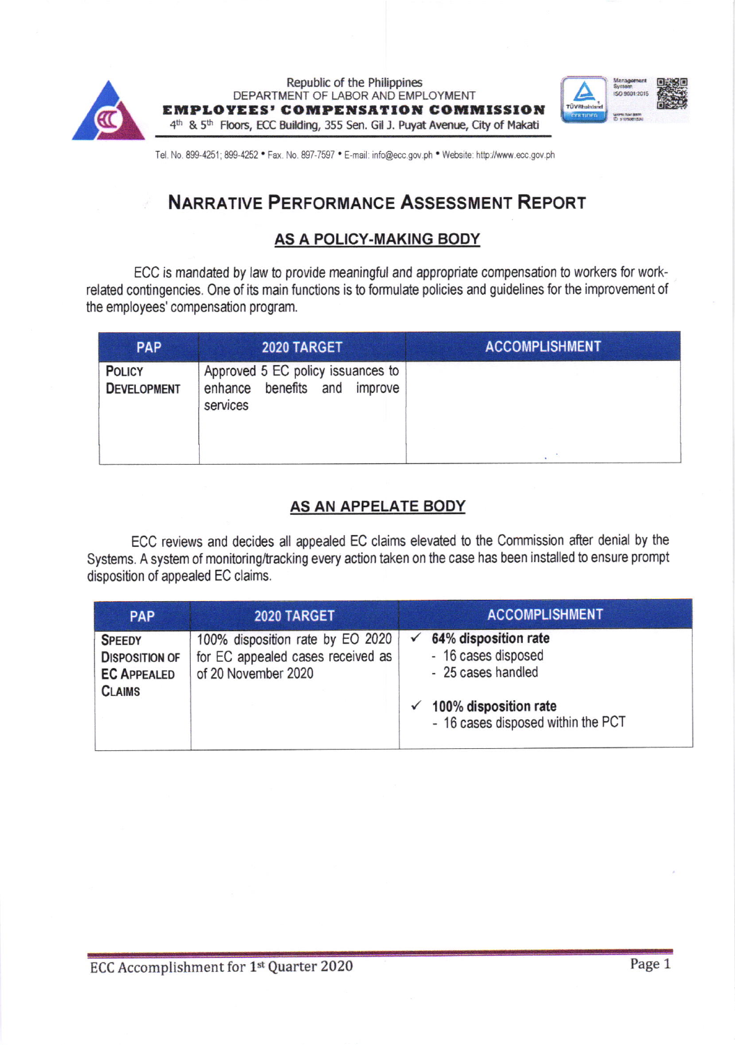Republic of the Philippines
DEPARTMENT OF LABOR AND EMPLOYMENT
**EMPLOYEES' COMPENSATION COMMISSION**
4th & 5th Floors, ECC Building, 355 Sen. Gil J. Puyat Avenue, City of Makati

Tel. No. 899-4251; 899-4252 • Fax. No. 897-7597 • E-mail: info@ecc.gov.ph • Website: http://www.ecc.gov.ph

# NARRATIVE PERFORMANCE ASSESSMENT REPORT

## AS A POLICY-MAKING BODY

ECC is mandated by law to provide meaningful and appropriate compensation to workers for work-related contingencies. One of its main functions is to formulate policies and guidelines for the improvement of the employees' compensation program.

| PAP | 2020 TARGET | ACCOMPLISHMENT |
|---|---|---|
| **POLICY DEVELOPMENT** | Approved 5 EC policy issuances to enhance benefits and improve services | |

## AS AN APPELATE BODY

ECC reviews and decides all appealed EC claims elevated to the Commission after denial by the Systems. A system of monitoring/tracking every action taken on the case has been installed to ensure prompt disposition of appealed EC claims.

| PAP | 2020 TARGET | ACCOMPLISHMENT |
|---|---|---|
| **SPEEDY DISPOSITION OF EC APPEALED CLAIMS** | 100% disposition rate by EO 2020 for EC appealed cases received as of 20 November 2020 | ✓ **64% disposition rate**<br>- 16 cases disposed<br>- 25 cases handled<br><br>✓ **100% disposition rate**<br>- 16 cases disposed within the PCT |

ECC Accomplishment for 1st Quarter 2020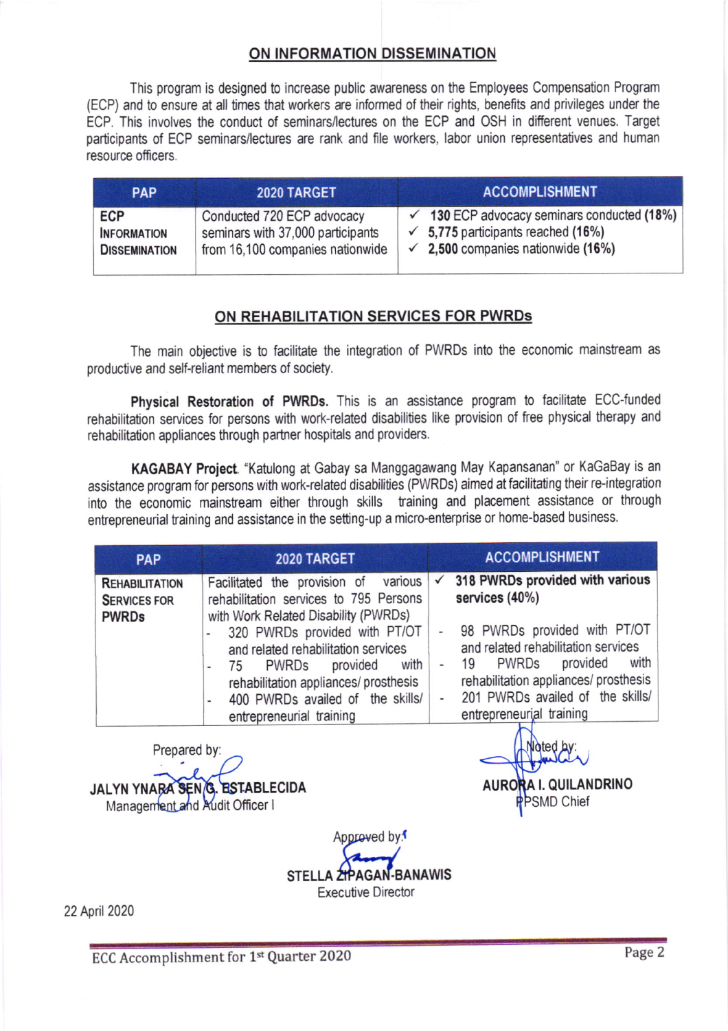## ON INFORMATION DISSEMINATION

This program is designed to increase public awareness on the Employees Compensation Program (ECP) and to ensure at all times that workers are informed of their rights, benefits and privileges under the ECP. This involves the conduct of seminars/lectures on the ECP and OSH in different venues. Target participants of ECP seminars/lectures are rank and file workers, labor union representatives and human resource officers.

| PAP | 2020 TARGET | ACCOMPLISHMENT |
|---|---|---|
| **ECP INFORMATION DISSEMINATION** | Conducted 720 ECP advocacy seminars with 37,000 participants from 16,100 companies nationwide | ✓ **130** ECP advocacy seminars conducted **(18%)**<br>✓ **5,775** participants reached **(16%)**<br>✓ **2,500** companies nationwide **(16%)** |

## ON REHABILITATION SERVICES FOR PWRDs

The main objective is to facilitate the integration of PWRDs into the economic mainstream as productive and self-reliant members of society.

**Physical Restoration of PWRDs.** This is an assistance program to facilitate ECC-funded rehabilitation services for persons with work-related disabilities like provision of free physical therapy and rehabilitation appliances through partner hospitals and providers.

**KAGABAY Project**. "Katulong at Gabay sa Manggagawang May Kapansanan" or KaGaBay is an assistance program for persons with work-related disabilities (PWRDs) aimed at facilitating their re-integration into the economic mainstream either through skills training and placement assistance or through entrepreneurial training and assistance in the setting-up a micro-enterprise or home-based business.

| PAP | 2020 TARGET | ACCOMPLISHMENT |
|---|---|---|
| **REHABILITATION SERVICES FOR PWRDs** | Facilitated the provision of various rehabilitation services to 795 Persons with Work Related Disability (PWRDs)<br>- 320 PWRDs provided with PT/OT and related rehabilitation services<br>- 75 PWRDs provided with rehabilitation appliances/ prosthesis<br>- 400 PWRDs availed of the skills/ entrepreneurial training | ✓ **318 PWRDs provided with various services (40%)**<br>- 98 PWRDs provided with PT/OT and related rehabilitation services<br>- 19 PWRDs provided with rehabilitation appliances/ prosthesis<br>- 201 PWRDs availed of the skills/ entrepreneurial training |

Prepared by:

**JALYN YNARA SEN G. ESTABLECIDA**
Management and Audit Officer I

Noted by:

**AURORA I. QUILANDRINO**
PPSMD Chief

Approved by:

**STELLA ZIPAGAN-BANAWIS**
Executive Director

22 April 2020